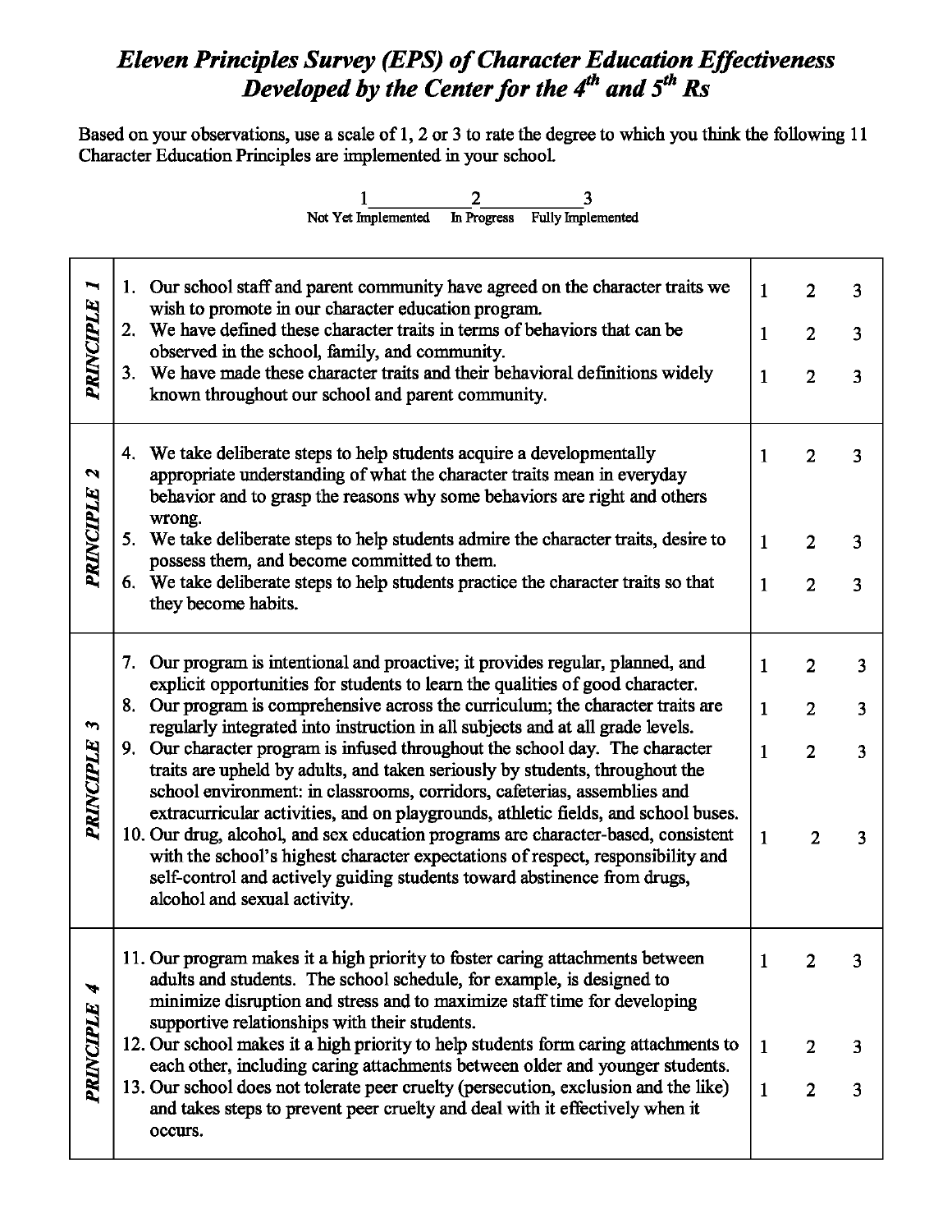# *Eleven Principles Survey (EPS) of Character Education Effectiveness Developed by the Center for the 4th and 5th Rs*

Based on your observations, use a scale of 1, 2 or 3 to rate the degree to which you think the following 11 Character Education Principles are implemented in your school.

| 1 | 2 | 3 |
|---|---|---|
| Not Yet Implemented | In Progress | Fully Implemented |

| | | | | |
|---|---|---|---|---|
| ***PRINCIPLE 1*** | 1. Our school staff and parent community have agreed on the character traits we wish to promote in our character education program. | 1 | 2 | 3 |
| | 2. We have defined these character traits in terms of behaviors that can be observed in the school, family, and community. | 1 | 2 | 3 |
| | 3. We have made these character traits and their behavioral definitions widely known throughout our school and parent community. | 1 | 2 | 3 |
| ***PRINCIPLE 2*** | 4. We take deliberate steps to help students acquire a developmentally appropriate understanding of what the character traits mean in everyday behavior and to grasp the reasons why some behaviors are right and others wrong. | 1 | 2 | 3 |
| | 5. We take deliberate steps to help students admire the character traits, desire to possess them, and become committed to them. | 1 | 2 | 3 |
| | 6. We take deliberate steps to help students practice the character traits so that they become habits. | 1 | 2 | 3 |
| ***PRINCIPLE 3*** | 7. Our program is intentional and proactive; it provides regular, planned, and explicit opportunities for students to learn the qualities of good character. | 1 | 2 | 3 |
| | 8. Our program is comprehensive across the curriculum; the character traits are regularly integrated into instruction in all subjects and at all grade levels. | 1 | 2 | 3 |
| | 9. Our character program is infused throughout the school day. The character traits are upheld by adults, and taken seriously by students, throughout the school environment: in classrooms, corridors, cafeterias, assemblies and extracurricular activities, and on playgrounds, athletic fields, and school buses. | 1 | 2 | 3 |
| | 10. Our drug, alcohol, and sex education programs are character-based, consistent with the school's highest character expectations of respect, responsibility and self-control and actively guiding students toward abstinence from drugs, alcohol and sexual activity. | 1 | 2 | 3 |
| ***PRINCIPLE 4*** | 11. Our program makes it a high priority to foster caring attachments between adults and students. The school schedule, for example, is designed to minimize disruption and stress and to maximize staff time for developing supportive relationships with their students. | 1 | 2 | 3 |
| | 12. Our school makes it a high priority to help students form caring attachments to each other, including caring attachments between older and younger students. | 1 | 2 | 3 |
| | 13. Our school does not tolerate peer cruelty (persecution, exclusion and the like) and takes steps to prevent peer cruelty and deal with it effectively when it occurs. | 1 | 2 | 3 |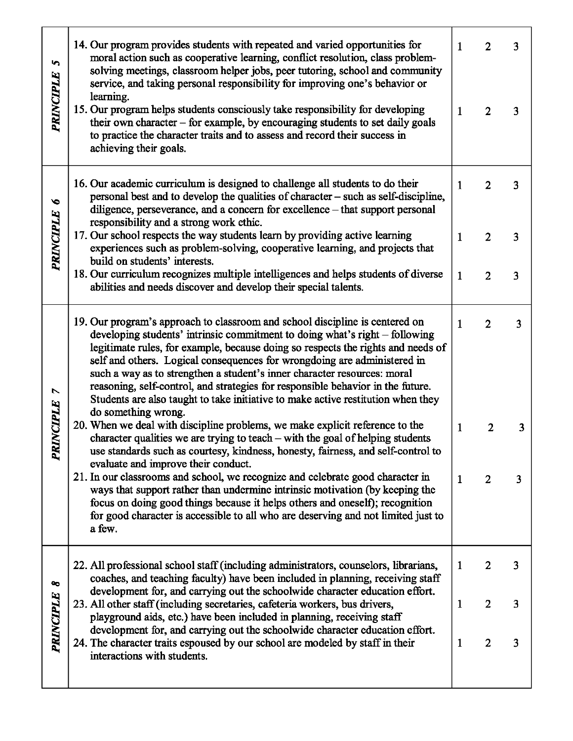| | | | | |
|---|---|---|---|---|
| *PRINCIPLE 5* | 14. Our program provides students with repeated and varied opportunities for moral action such as cooperative learning, conflict resolution, class problem-solving meetings, classroom helper jobs, peer tutoring, school and community service, and taking personal responsibility for improving one's behavior or learning. | 1 | 2 | 3 |
| | 15. Our program helps students consciously take responsibility for developing their own character – for example, by encouraging students to set daily goals to practice the character traits and to assess and record their success in achieving their goals. | 1 | 2 | 3 |
| *PRINCIPLE 6* | 16. Our academic curriculum is designed to challenge all students to do their personal best and to develop the qualities of character – such as self-discipline, diligence, perseverance, and a concern for excellence – that support personal responsibility and a strong work ethic. | 1 | 2 | 3 |
| | 17. Our school respects the way students learn by providing active learning experiences such as problem-solving, cooperative learning, and projects that build on students' interests. | 1 | 2 | 3 |
| | 18. Our curriculum recognizes multiple intelligences and helps students of diverse abilities and needs discover and develop their special talents. | 1 | 2 | 3 |
| *PRINCIPLE 7* | 19. Our program's approach to classroom and school discipline is centered on developing students' intrinsic commitment to doing what's right – following legitimate rules, for example, because doing so respects the rights and needs of self and others. Logical consequences for wrongdoing are administered in such a way as to strengthen a student's inner character resources: moral reasoning, self-control, and strategies for responsible behavior in the future. Students are also taught to take initiative to make active restitution when they do something wrong. | 1 | 2 | 3 |
| | 20. When we deal with discipline problems, we make explicit reference to the character qualities we are trying to teach – with the goal of helping students use standards such as courtesy, kindness, honesty, fairness, and self-control to evaluate and improve their conduct. | 1 | 2 | 3 |
| | 21. In our classrooms and school, we recognize and celebrate good character in ways that support rather than undermine intrinsic motivation (by keeping the focus on doing good things because it helps others and oneself); recognition for good character is accessible to all who are deserving and not limited just to a few. | 1 | 2 | 3 |
| *PRINCIPLE 8* | 22. All professional school staff (including administrators, counselors, librarians, coaches, and teaching faculty) have been included in planning, receiving staff development for, and carrying out the schoolwide character education effort. | 1 | 2 | 3 |
| | 23. All other staff (including secretaries, cafeteria workers, bus drivers, playground aids, etc.) have been included in planning, receiving staff development for, and carrying out the schoolwide character education effort. | 1 | 2 | 3 |
| | 24. The character traits espoused by our school are modeled by staff in their interactions with students. | 1 | 2 | 3 |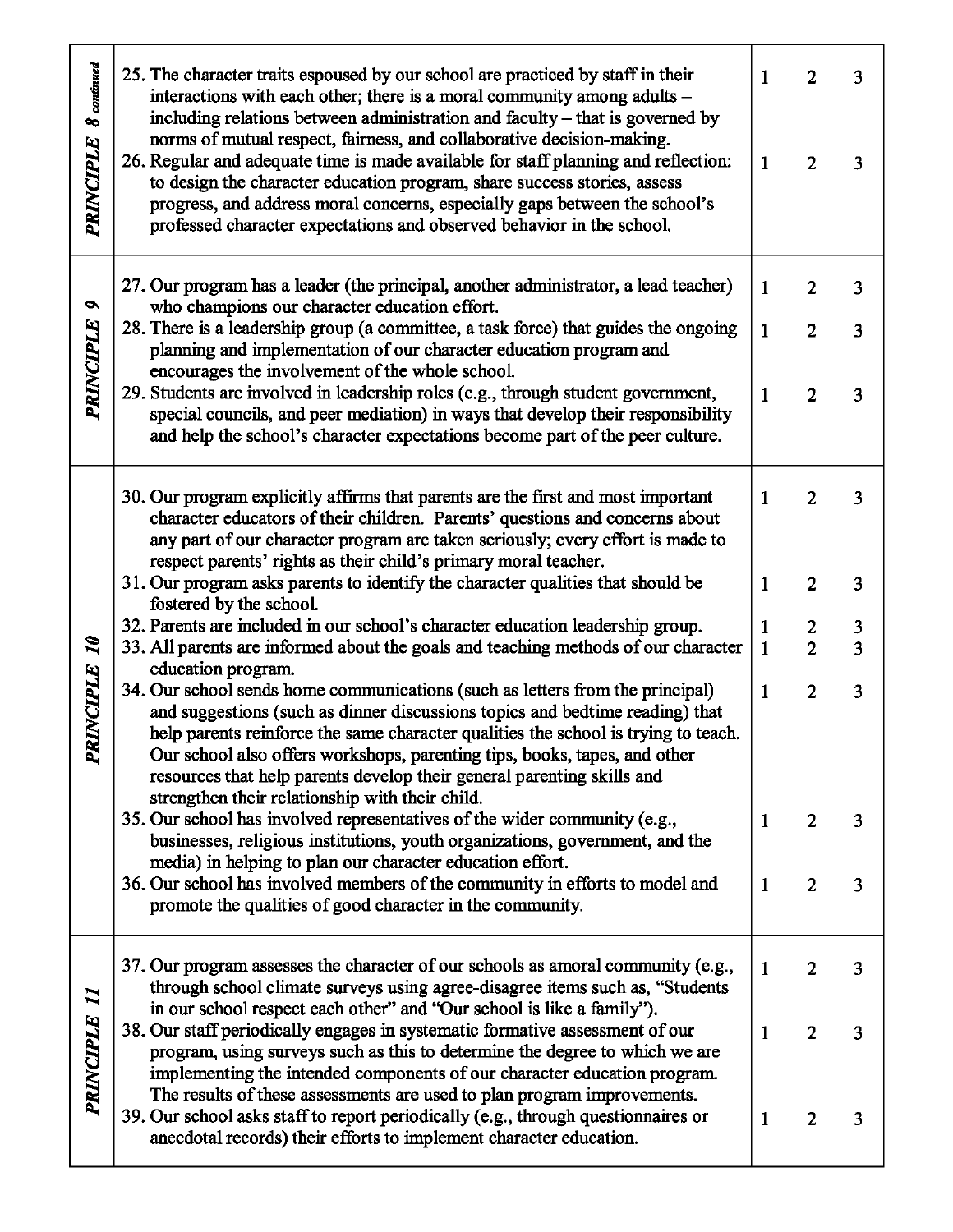| Principle | Item | | | |
|---|---|---|---|---|
| *PRINCIPLE 8 continued* | 25. The character traits espoused by our school are practiced by staff in their interactions with each other; there is a moral community among adults – including relations between administration and faculty – that is governed by norms of mutual respect, fairness, and collaborative decision-making. | 1 | 2 | 3 |
| | 26. Regular and adequate time is made available for staff planning and reflection: to design the character education program, share success stories, assess progress, and address moral concerns, especially gaps between the school's professed character expectations and observed behavior in the school. | 1 | 2 | 3 |
| *PRINCIPLE 9* | 27. Our program has a leader (the principal, another administrator, a lead teacher) who champions our character education effort. | 1 | 2 | 3 |
| | 28. There is a leadership group (a committee, a task force) that guides the ongoing planning and implementation of our character education program and encourages the involvement of the whole school. | 1 | 2 | 3 |
| | 29. Students are involved in leadership roles (e.g., through student government, special councils, and peer mediation) in ways that develop their responsibility and help the school's character expectations become part of the peer culture. | 1 | 2 | 3 |
| *PRINCIPLE 10* | 30. Our program explicitly affirms that parents are the first and most important character educators of their children. Parents' questions and concerns about any part of our character program are taken seriously; every effort is made to respect parents' rights as their child's primary moral teacher. | 1 | 2 | 3 |
| | 31. Our program asks parents to identify the character qualities that should be fostered by the school. | 1 | 2 | 3 |
| | 32. Parents are included in our school's character education leadership group. | 1 | 2 | 3 |
| | 33. All parents are informed about the goals and teaching methods of our character education program. | 1 | 2 | 3 |
| | 34. Our school sends home communications (such as letters from the principal) and suggestions (such as dinner discussions topics and bedtime reading) that help parents reinforce the same character qualities the school is trying to teach. Our school also offers workshops, parenting tips, books, tapes, and other resources that help parents develop their general parenting skills and strengthen their relationship with their child. | 1 | 2 | 3 |
| | 35. Our school has involved representatives of the wider community (e.g., businesses, religious institutions, youth organizations, government, and the media) in helping to plan our character education effort. | 1 | 2 | 3 |
| | 36. Our school has involved members of the community in efforts to model and promote the qualities of good character in the community. | 1 | 2 | 3 |
| *PRINCIPLE 11* | 37. Our program assesses the character of our schools as amoral community (e.g., through school climate surveys using agree-disagree items such as, "Students in our school respect each other" and "Our school is like a family"). | 1 | 2 | 3 |
| | 38. Our staff periodically engages in systematic formative assessment of our program, using surveys such as this to determine the degree to which we are implementing the intended components of our character education program. The results of these assessments are used to plan program improvements. | 1 | 2 | 3 |
| | 39. Our school asks staff to report periodically (e.g., through questionnaires or anecdotal records) their efforts to implement character education. | 1 | 2 | 3 |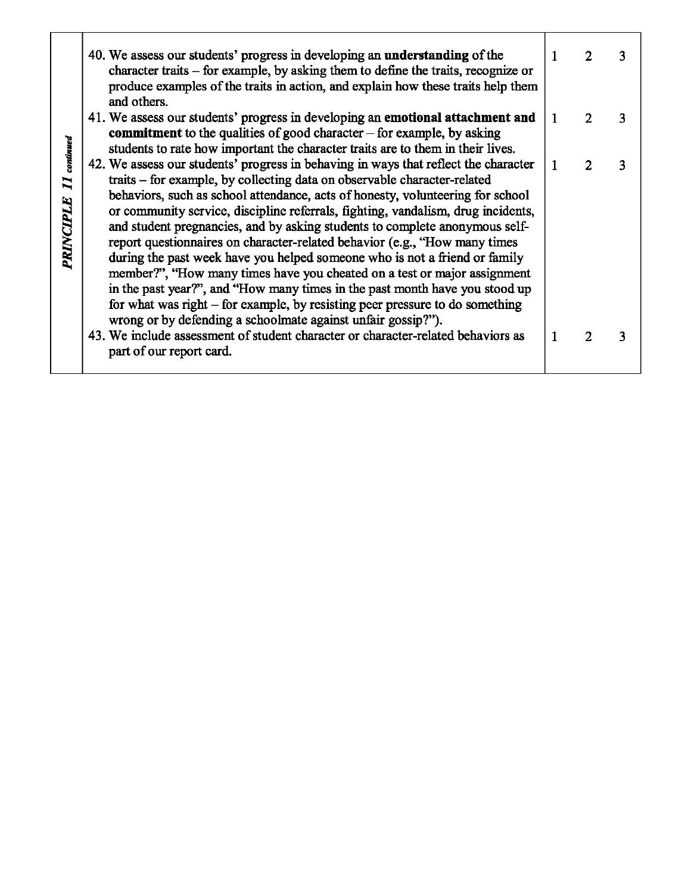| | | | | |
|---|---|---|---|---|
| *PRINCIPLE 11 continued* | 40. We assess our students' progress in developing an **understanding** of the character traits – for example, by asking them to define the traits, recognize or produce examples of the traits in action, and explain how these traits help them and others. | 1 | 2 | 3 |
| | 41. We assess our students' progress in developing an **emotional attachment and commitment** to the qualities of good character – for example, by asking students to rate how important the character traits are to them in their lives. | 1 | 2 | 3 |
| | 42. We assess our students' progress in behaving in ways that reflect the character traits – for example, by collecting data on observable character-related behaviors, such as school attendance, acts of honesty, volunteering for school or community service, discipline referrals, fighting, vandalism, drug incidents, and student pregnancies, and by asking students to complete anonymous self-report questionnaires on character-related behavior (e.g., "How many times during the past week have you helped someone who is not a friend or family member?", "How many times have you cheated on a test or major assignment in the past year?", and "How many times in the past month have you stood up for what was right – for example, by resisting peer pressure to do something wrong or by defending a schoolmate against unfair gossip?"). | 1 | 2 | 3 |
| | 43. We include assessment of student character or character-related behaviors as part of our report card. | 1 | 2 | 3 |